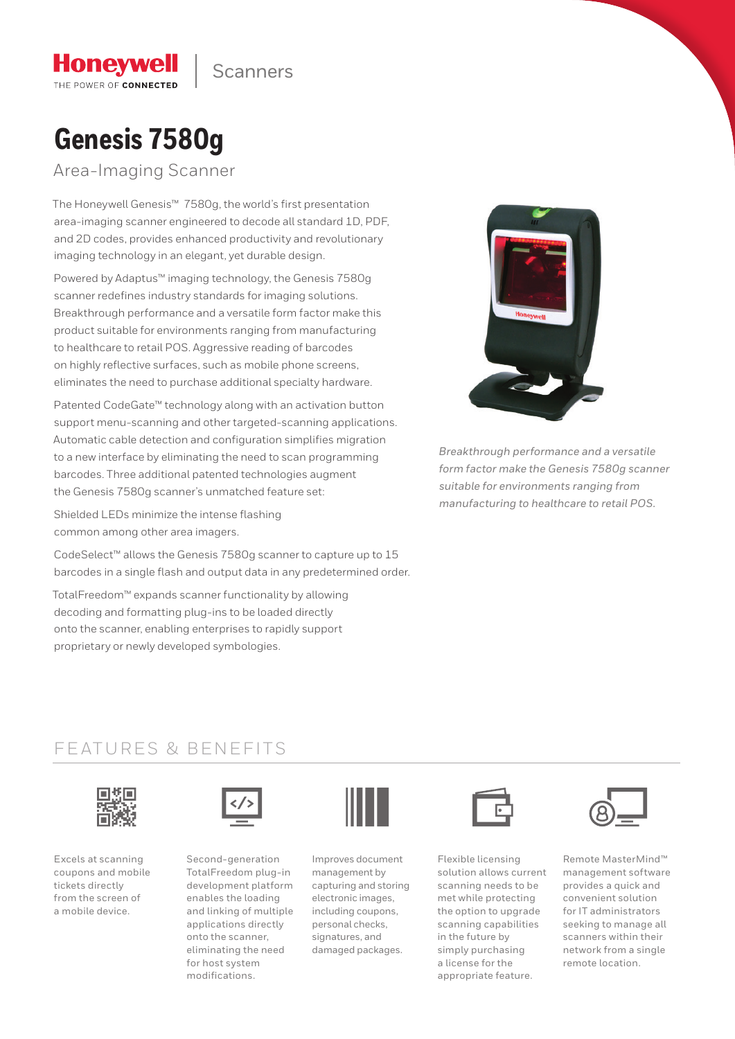Honeywell | Scanners

# Genesis 7580g

## Area-Imaging Scanner

The Honeywell Genesis™ 7580g, the world's first presentation area-imaging scanner engineered to decode all standard 1D, PDF, and 2D codes, provides enhanced productivity and revolutionary imaging technology in an elegant, yet durable design.

Powered by Adaptus™ imaging technology, the Genesis 7580g scanner redefines industry standards for imaging solutions. Breakthrough performance and a versatile form factor make this product suitable for environments ranging from manufacturing to healthcare to retail POS. Aggressive reading of barcodes on highly reflective surfaces, such as mobile phone screens, eliminates the need to purchase additional specialty hardware.

Patented CodeGate™ technology along with an activation button support menu-scanning and other targeted-scanning applications. Automatic cable detection and configuration simplifies migration to a new interface by eliminating the need to scan programming barcodes. Three additional patented technologies augment the Genesis 7580g scanner's unmatched feature set:

Shielded LEDs minimize the intense flashing common among other area imagers.

CodeSelect™ allows the Genesis 7580g scanner to capture up to 15 barcodes in a single flash and output data in any predetermined order.

TotalFreedom™ expands scanner functionality by allowing decoding and formatting plug-ins to be loaded directly onto the scanner, enabling enterprises to rapidly support proprietary or newly developed symbologies.

*Breakthrough performance and a versatile form factor make the Genesis 7580g scanner suitable for environments ranging from manufacturing to healthcare to retail POS.*

## FEATURES & BENEFITS

- Excels at scanning coupons and mobile tickets directly from the screen of a mobile device.
- Second-generation TotalFreedom plug-in development platform enables the loading and linking of multiple applications directly onto the scanner, eliminating the need for host system modifications.
- Improves document management by capturing and storing electronic images, including coupons, personal checks, signatures, and damaged packages.
- Flexible licensing solution allows current scanning needs to be met while protecting the option to upgrade scanning capabilities in the future by simply purchasing a license for the appropriate feature.
- Remote MasterMind™ management software provides a quick and convenient solution for IT administrators seeking to manage all scanners within their network from a single remote location.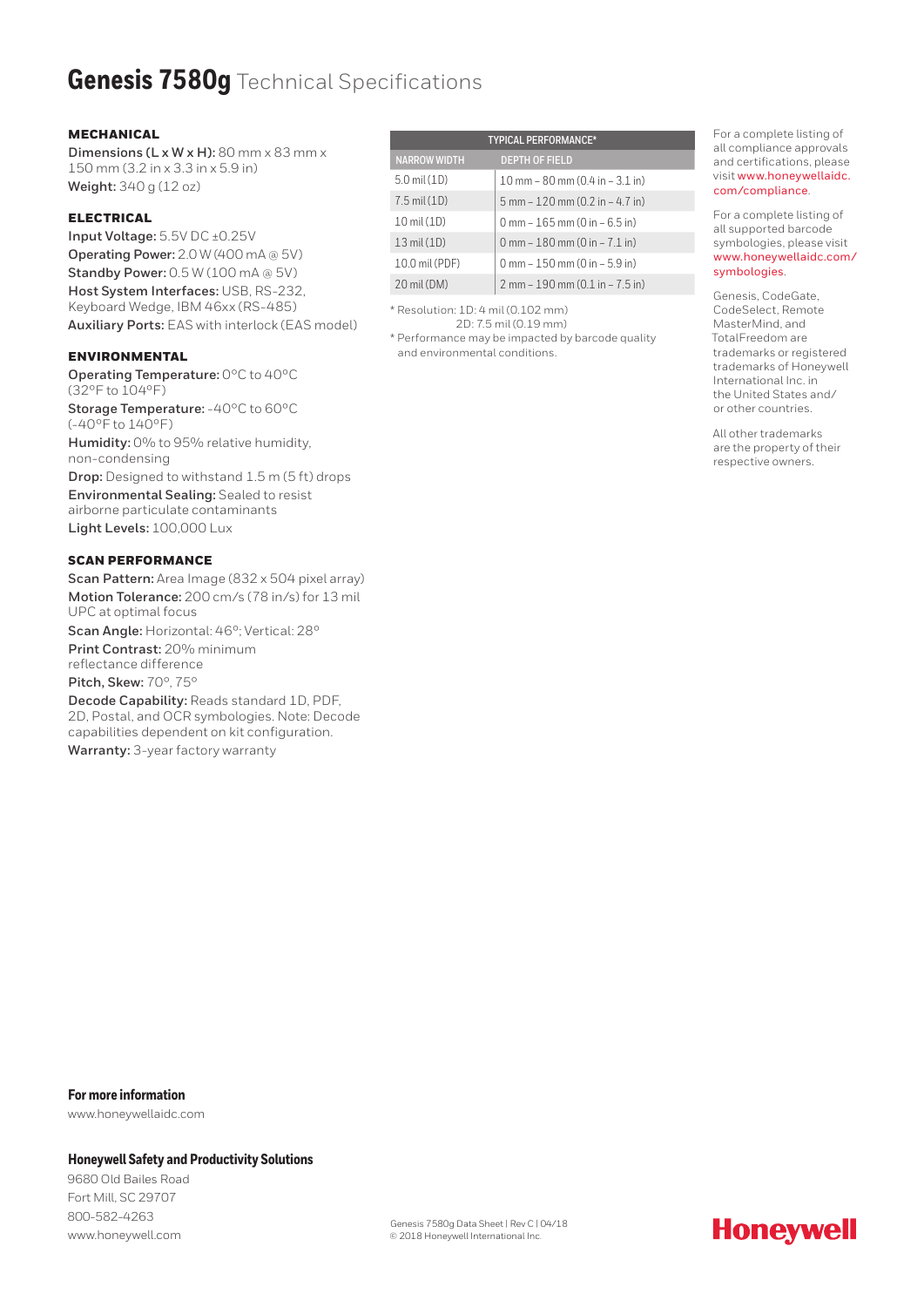# **Genesis 7580g** Technical Specifications

### MECHANICAL

**Dimensions (L x W x H):** 80 mm x 83 mm x 150 mm (3.2 in x 3.3 in x 5.9 in)

**Weight:** 340 g (12 oz)

### ELECTRICAL

**Input Voltage:** 5.5V DC ±0.25V

**Operating Power:** 2.0 W (400 mA @ 5V)

**Standby Power:** 0.5 W (100 mA @ 5V)

**Host System Interfaces:** USB, RS-232, Keyboard Wedge, IBM 46xx (RS-485)

**Auxiliary Ports:** EAS with interlock (EAS model)

### ENVIRONMENTAL

**Operating Temperature:** 0°C to 40°C (32°F to 104°F)

**Storage Temperature:** -40°C to 60°C (-40°F to 140°F)

**Humidity:** 0% to 95% relative humidity, non-condensing

**Drop:** Designed to withstand 1.5 m (5 ft) drops

**Environmental Sealing:** Sealed to resist airborne particulate contaminants

**Light Levels:** 100,000 Lux

### SCAN PERFORMANCE

**Scan Pattern:** Area Image (832 x 504 pixel array)

**Motion Tolerance:** 200 cm/s (78 in/s) for 13 mil UPC at optimal focus

**Scan Angle:** Horizontal: 46°; Vertical: 28°

**Print Contrast:** 20% minimum reflectance difference

**Pitch, Skew:** 70°, 75°

**Decode Capability:** Reads standard 1D, PDF, 2D, Postal, and OCR symbologies. Note: Decode capabilities dependent on kit configuration.

**Warranty:** 3-year factory warranty

| TYPICAL PERFORMANCE* | |
|---|---|
| NARROW WIDTH | DEPTH OF FIELD |
| 5.0 mil (1D) | 10 mm – 80 mm (0.4 in – 3.1 in) |
| 7.5 mil (1D) | 5 mm – 120 mm (0.2 in – 4.7 in) |
| 10 mil (1D) | 0 mm – 165 mm (0 in – 6.5 in) |
| 13 mil (1D) | 0 mm – 180 mm (0 in – 7.1 in) |
| 10.0 mil (PDF) | 0 mm – 150 mm (0 in – 5.9 in) |
| 20 mil (DM) | 2 mm – 190 mm (0.1 in – 7.5 in) |

\* Resolution: 1D: 4 mil (0.102 mm)
2D: 7.5 mil (0.19 mm)

\* Performance may be impacted by barcode quality and environmental conditions.

For a complete listing of all compliance approvals and certifications, please visit www.honeywellaidc.com/compliance.

For a complete listing of all supported barcode symbologies, please visit www.honeywellaidc.com/symbologies.

Genesis, CodeGate, CodeSelect, Remote MasterMind, and TotalFreedom are trademarks or registered trademarks of Honeywell International Inc. in the United States and/or other countries.

All other trademarks are the property of their respective owners.

**For more information**

www.honeywellaidc.com

**Honeywell Safety and Productivity Solutions**

9680 Old Bailes Road
Fort Mill, SC 29707
800-582-4263
www.honeywell.com

Genesis 7580g Data Sheet | Rev C | 04/18
© 2018 Honeywell International Inc.

**Honeywell**